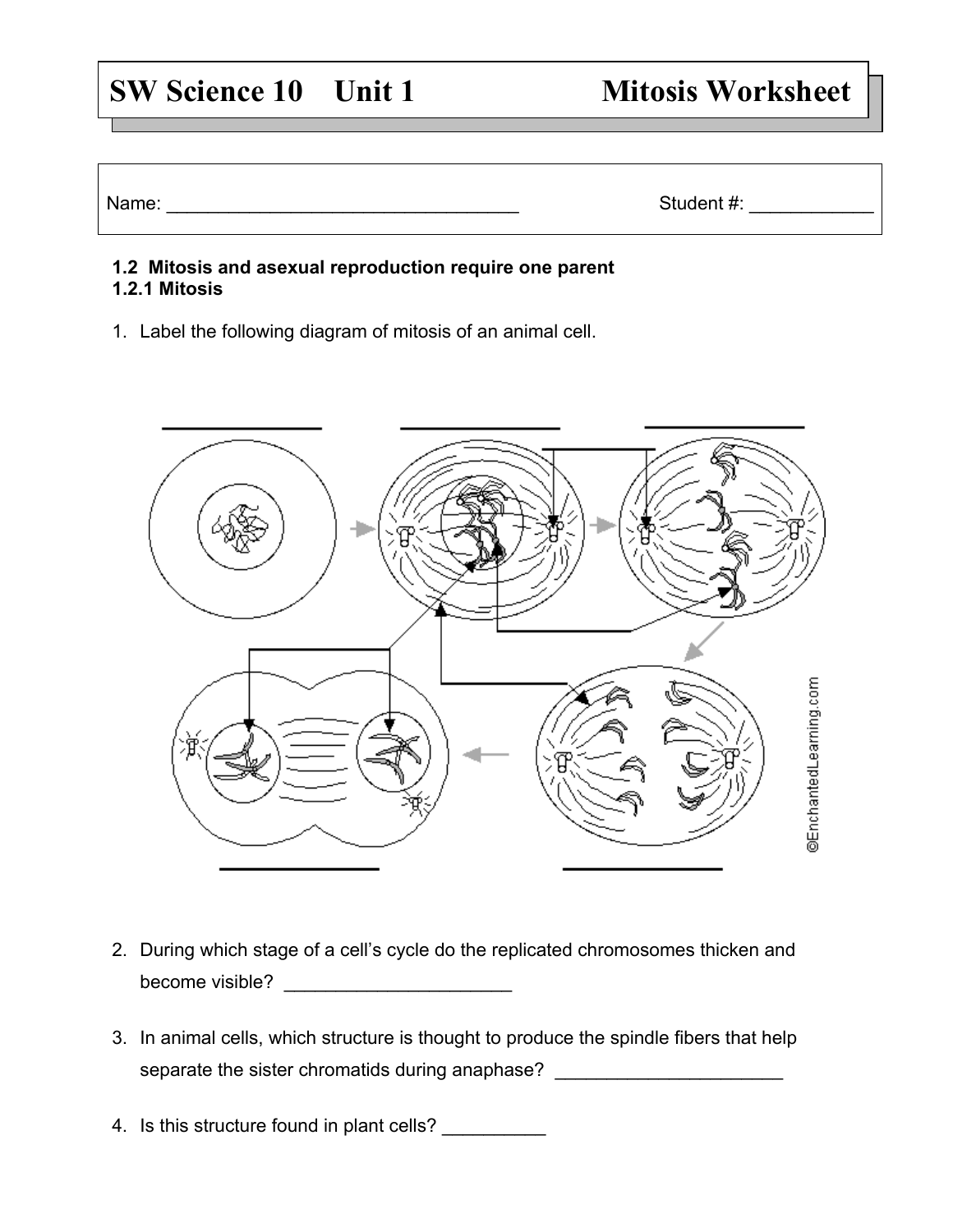# SW Science 10 Unit 1 Mitosis Worksheet

Name: ___________________________________ Student #: ____________

**1.2 Mitosis and asexual reproduction require one parent**
**1.2.1 Mitosis**

1. Label the following diagram of mitosis of an animal cell.

©EnchantedLearning.com

2. During which stage of a cell's cycle do the replicated chromosomes thicken and become visible? ______________________

3. In animal cells, which structure is thought to produce the spindle fibers that help separate the sister chromatids during anaphase? ______________________

4. Is this structure found in plant cells? __________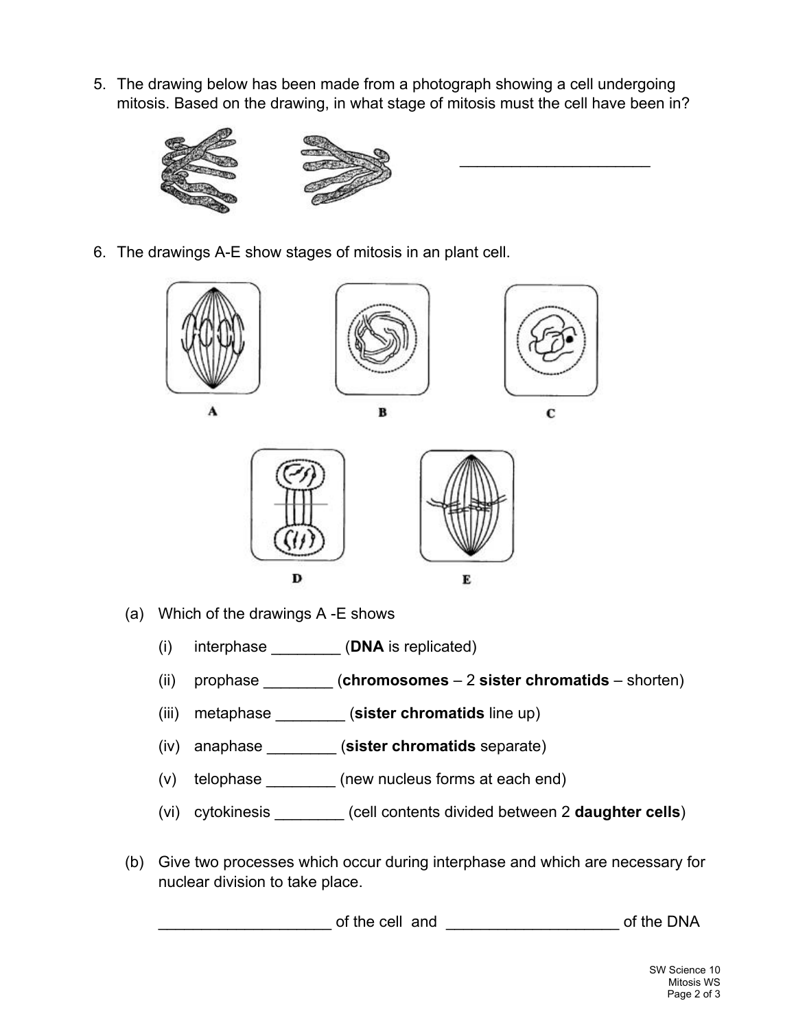5. The drawing below has been made from a photograph showing a cell undergoing mitosis. Based on the drawing, in what stage of mitosis must the cell have been in?

   ______________________

6. The drawings A-E show stages of mitosis in an plant cell.

   A　　B　　C

   D　　E

   (a) Which of the drawings A -E shows

   (i) interphase ________ (**DNA** is replicated)

   (ii) prophase ________ (**chromosomes** – 2 **sister chromatids** – shorten)

   (iii) metaphase ________ (**sister chromatids** line up)

   (iv) anaphase ________ (**sister chromatids** separate)

   (v) telophase ________ (new nucleus forms at each end)

   (vi) cytokinesis ________ (cell contents divided between 2 **daughter cells**)

   (b) Give two processes which occur during interphase and which are necessary for nuclear division to take place.

   ____________________ of the cell and ____________________ of the DNA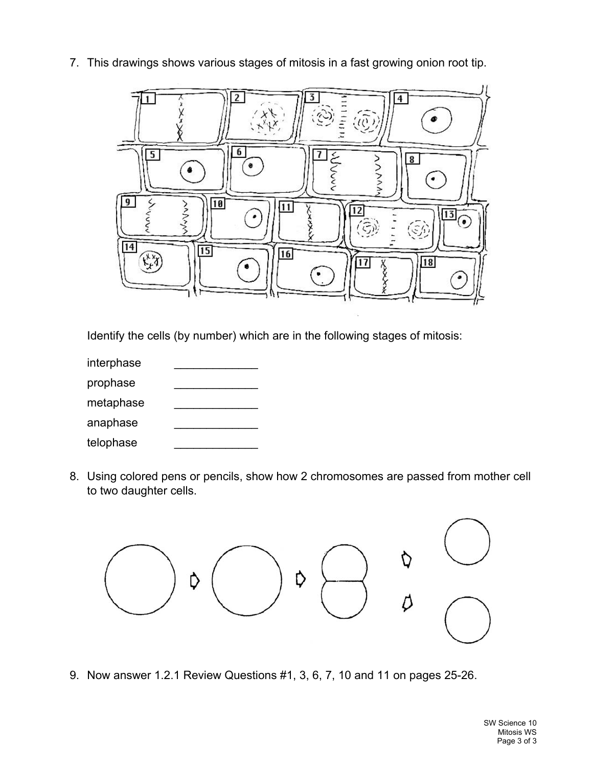7. This drawings shows various stages of mitosis in a fast growing onion root tip.

Identify the cells (by number) which are in the following stages of mitosis:

interphase _____________

prophase _____________

metaphase _____________

anaphase _____________

telophase _____________

8. Using colored pens or pencils, show how 2 chromosomes are passed from mother cell to two daughter cells.

9. Now answer 1.2.1 Review Questions #1, 3, 6, 7, 10 and 11 on pages 25-26.